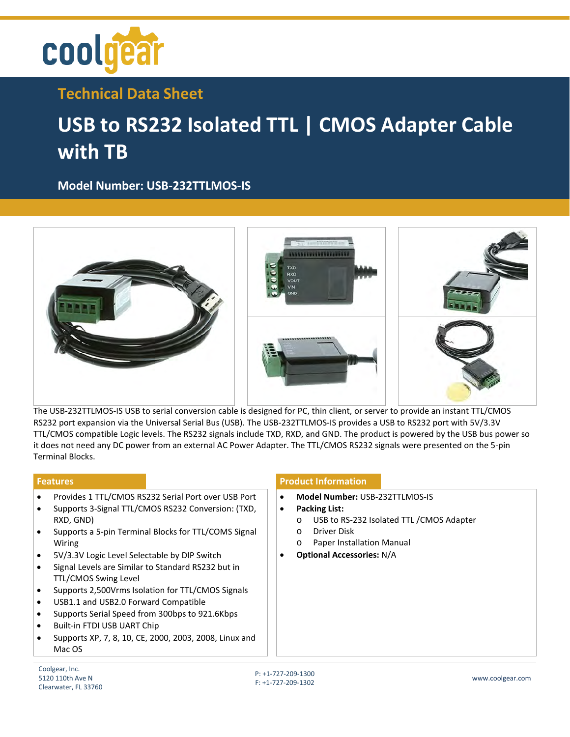coolgear

## Technical Data Sheet

# USB to RS232 Isolated TTL | CMOS Adapter Cable with TB

### Model Number: USB-232TTLMOS-IS

The USB-232TTLMOS-IS USB to serial conversion cable is designed for PC, thin client, or server to provide an instant TTL/CMOS RS232 port expansion via the Universal Serial Bus (USB). The USB-232TTLMOS-IS provides a USB to RS232 port with 5V/3.3V TTL/CMOS compatible Logic levels. The RS232 signals include TXD, RXD, and GND. The product is powered by the USB bus power so it does not need any DC power from an external AC Power Adapter. The TTL/CMOS RS232 signals were presented on the 5-pin Terminal Blocks.

## Features

- Provides 1 TTL/CMOS RS232 Serial Port over USB Port
- Supports 3-Signal TTL/CMOS RS232 Conversion: (TXD, RXD, GND)
- Supports a 5-pin Terminal Blocks for TTL/COMS Signal Wiring
- 5V/3.3V Logic Level Selectable by DIP Switch
- Signal Levels are Similar to Standard RS232 but in TTL/CMOS Swing Level
- Supports 2,500Vrms Isolation for TTL/CMOS Signals
- USB1.1 and USB2.0 Forward Compatible
- Supports Serial Speed from 300bps to 921.6Kbps
- Built-in FTDI USB UART Chip
- Supports XP, 7, 8, 10, CE, 2000, 2003, 2008, Linux and Mac OS

## Product Information

- **Model Number:** USB-232TTLMOS-IS
- **Packing List:**
  - USB to RS-232 Isolated TTL /CMOS Adapter
  - Driver Disk
  - Paper Installation Manual
- **Optional Accessories:** N/A

Coolgear, Inc.
5120 110th Ave N
Clearwater, FL 33760

P: +1-727-209-1300
F: +1-727-209-1302

www.coolgear.com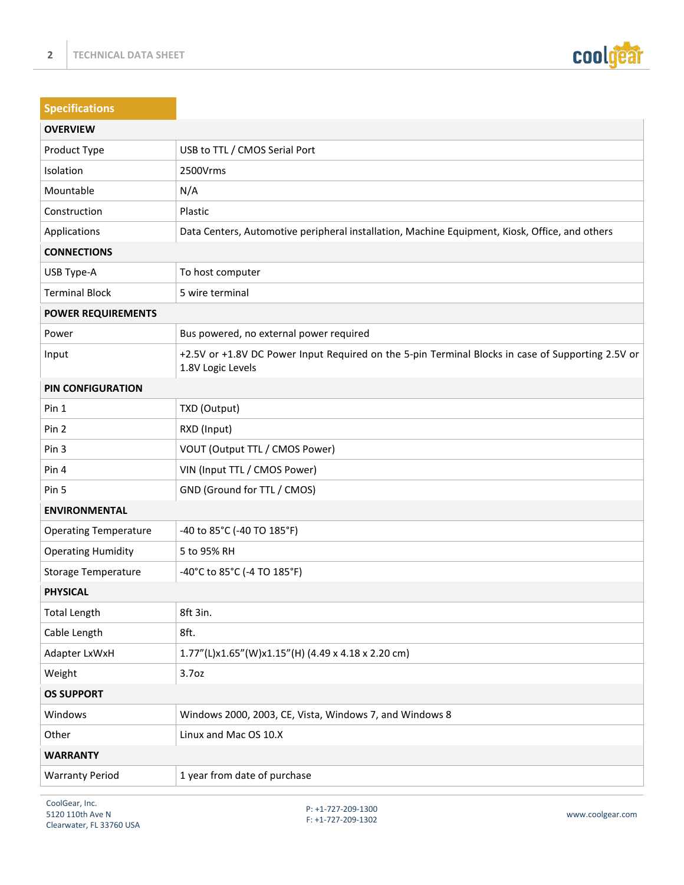## Specifications

| **OVERVIEW** | |
|---|---|
| Product Type | USB to TTL / CMOS Serial Port |
| Isolation | 2500Vrms |
| Mountable | N/A |
| Construction | Plastic |
| Applications | Data Centers, Automotive peripheral installation, Machine Equipment, Kiosk, Office, and others |
| **CONNECTIONS** | |
| USB Type-A | To host computer |
| Terminal Block | 5 wire terminal |
| **POWER REQUIREMENTS** | |
| Power | Bus powered, no external power required |
| Input | +2.5V or +1.8V DC Power Input Required on the 5-pin Terminal Blocks in case of Supporting 2.5V or 1.8V Logic Levels |
| **PIN CONFIGURATION** | |
| Pin 1 | TXD (Output) |
| Pin 2 | RXD (Input) |
| Pin 3 | VOUT (Output TTL / CMOS Power) |
| Pin 4 | VIN (Input TTL / CMOS Power) |
| Pin 5 | GND (Ground for TTL / CMOS) |
| **ENVIRONMENTAL** | |
| Operating Temperature | -40 to 85°C (-40 TO 185°F) |
| Operating Humidity | 5 to 95% RH |
| Storage Temperature | -40°C to 85°C (-4 TO 185°F) |
| **PHYSICAL** | |
| Total Length | 8ft 3in. |
| Cable Length | 8ft. |
| Adapter LxWxH | 1.77"(L)x1.65"(W)x1.15"(H) (4.49 x 4.18 x 2.20 cm) |
| Weight | 3.7oz |
| **OS SUPPORT** | |
| Windows | Windows 2000, 2003, CE, Vista, Windows 7, and Windows 8 |
| Other | Linux and Mac OS 10.X |
| **WARRANTY** | |
| Warranty Period | 1 year from date of purchase |

CoolGear, Inc.
5120 110th Ave N
Clearwater, FL 33760 USA

P: +1-727-209-1300
F: +1-727-209-1302

www.coolgear.com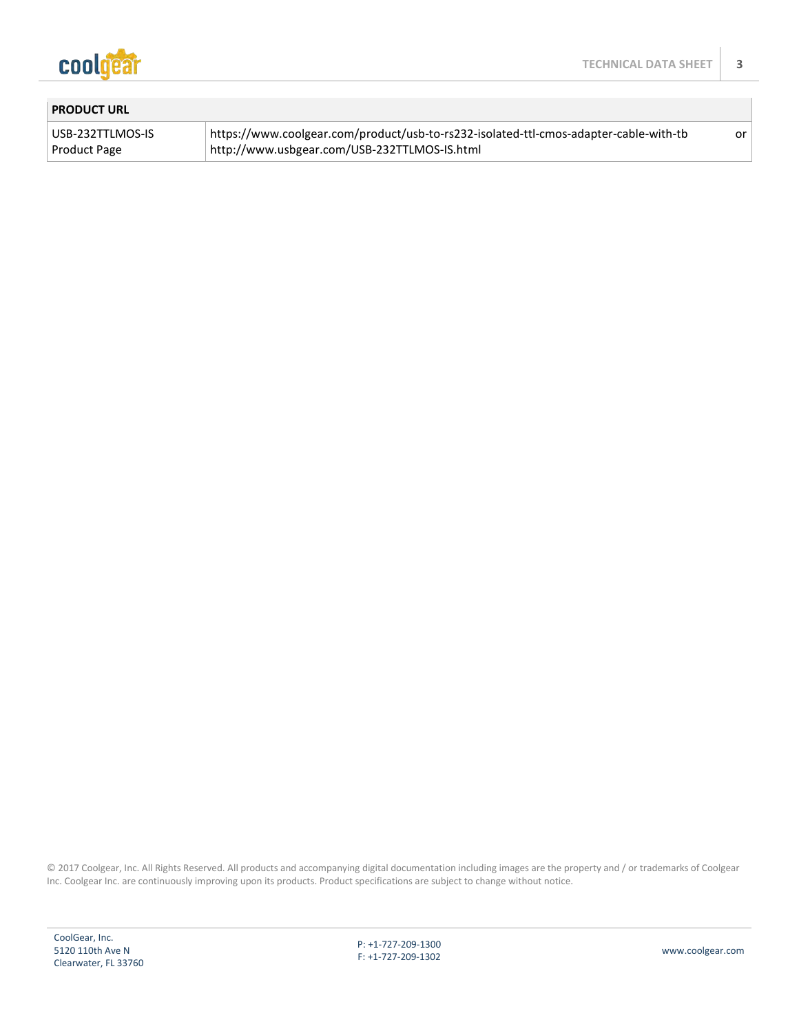| PRODUCT URL | |
|---|---|
| USB-232TTLMOS-IS Product Page | https://www.coolgear.com/product/usb-to-rs232-isolated-ttl-cmos-adapter-cable-with-tb or http://www.usbgear.com/USB-232TTLMOS-IS.html |

© 2017 Coolgear, Inc. All Rights Reserved. All products and accompanying digital documentation including images are the property and / or trademarks of Coolgear Inc. Coolgear Inc. are continuously improving upon its products. Product specifications are subject to change without notice.

CoolGear, Inc.
5120 110th Ave N
Clearwater, FL 33760

P: +1-727-209-1300
F: +1-727-209-1302

www.coolgear.com